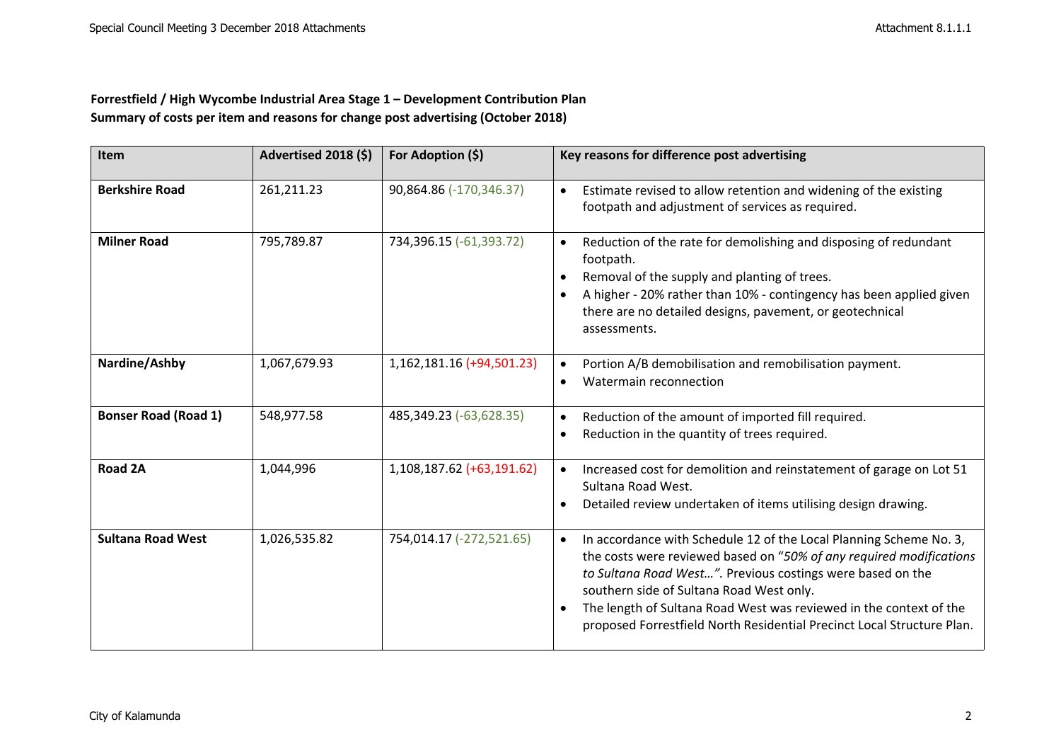**Forrestfield / High Wycombe Industrial Area Stage 1 – Development Contribution Plan**
**Summary of costs per item and reasons for change post advertising (October 2018)**

| Item | Advertised 2018 ($) | For Adoption ($) | Key reasons for difference post advertising |
|---|---|---|---|
| **Berkshire Road** | 261,211.23 | 90,864.86 (-170,346.37) | • Estimate revised to allow retention and widening of the existing footpath and adjustment of services as required. |
| **Milner Road** | 795,789.87 | 734,396.15 (-61,393.72) | • Reduction of the rate for demolishing and disposing of redundant footpath.<br>• Removal of the supply and planting of trees.<br>• A higher - 20% rather than 10% - contingency has been applied given there are no detailed designs, pavement, or geotechnical assessments. |
| **Nardine/Ashby** | 1,067,679.93 | 1,162,181.16 (+94,501.23) | • Portion A/B demobilisation and remobilisation payment.<br>• Watermain reconnection |
| **Bonser Road (Road 1)** | 548,977.58 | 485,349.23 (-63,628.35) | • Reduction of the amount of imported fill required.<br>• Reduction in the quantity of trees required. |
| **Road 2A** | 1,044,996 | 1,108,187.62 (+63,191.62) | • Increased cost for demolition and reinstatement of garage on Lot 51 Sultana Road West.<br>• Detailed review undertaken of items utilising design drawing. |
| **Sultana Road West** | 1,026,535.82 | 754,014.17 (-272,521.65) | • In accordance with Schedule 12 of the Local Planning Scheme No. 3, the costs were reviewed based on "*50% of any required modifications to Sultana Road West…".* Previous costings were based on the southern side of Sultana Road West only.<br>• The length of Sultana Road West was reviewed in the context of the proposed Forrestfield North Residential Precinct Local Structure Plan. |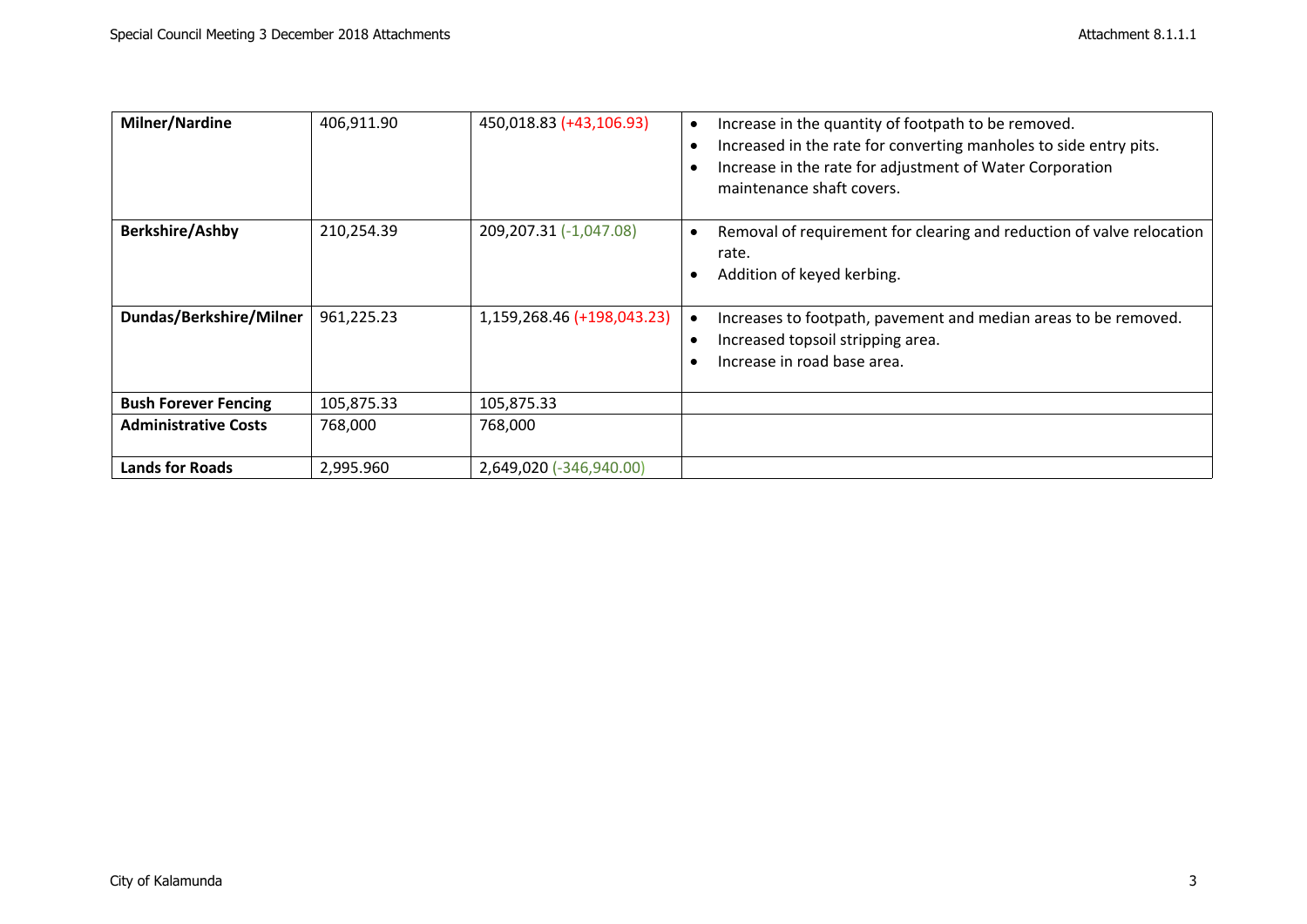| | | | |
|---|---|---|---|
| **Milner/Nardine** | 406,911.90 | 450,018.83 (+43,106.93) | • Increase in the quantity of footpath to be removed.<br>• Increased in the rate for converting manholes to side entry pits.<br>• Increase in the rate for adjustment of Water Corporation maintenance shaft covers. |
| **Berkshire/Ashby** | 210,254.39 | 209,207.31 (-1,047.08) | • Removal of requirement for clearing and reduction of valve relocation rate.<br>• Addition of keyed kerbing. |
| **Dundas/Berkshire/Milner** | 961,225.23 | 1,159,268.46 (+198,043.23) | • Increases to footpath, pavement and median areas to be removed.<br>• Increased topsoil stripping area.<br>• Increase in road base area. |
| **Bush Forever Fencing** | 105,875.33 | 105,875.33 | |
| **Administrative Costs** | 768,000 | 768,000 | |
| **Lands for Roads** | 2,995.960 | 2,649,020 (-346,940.00) | |